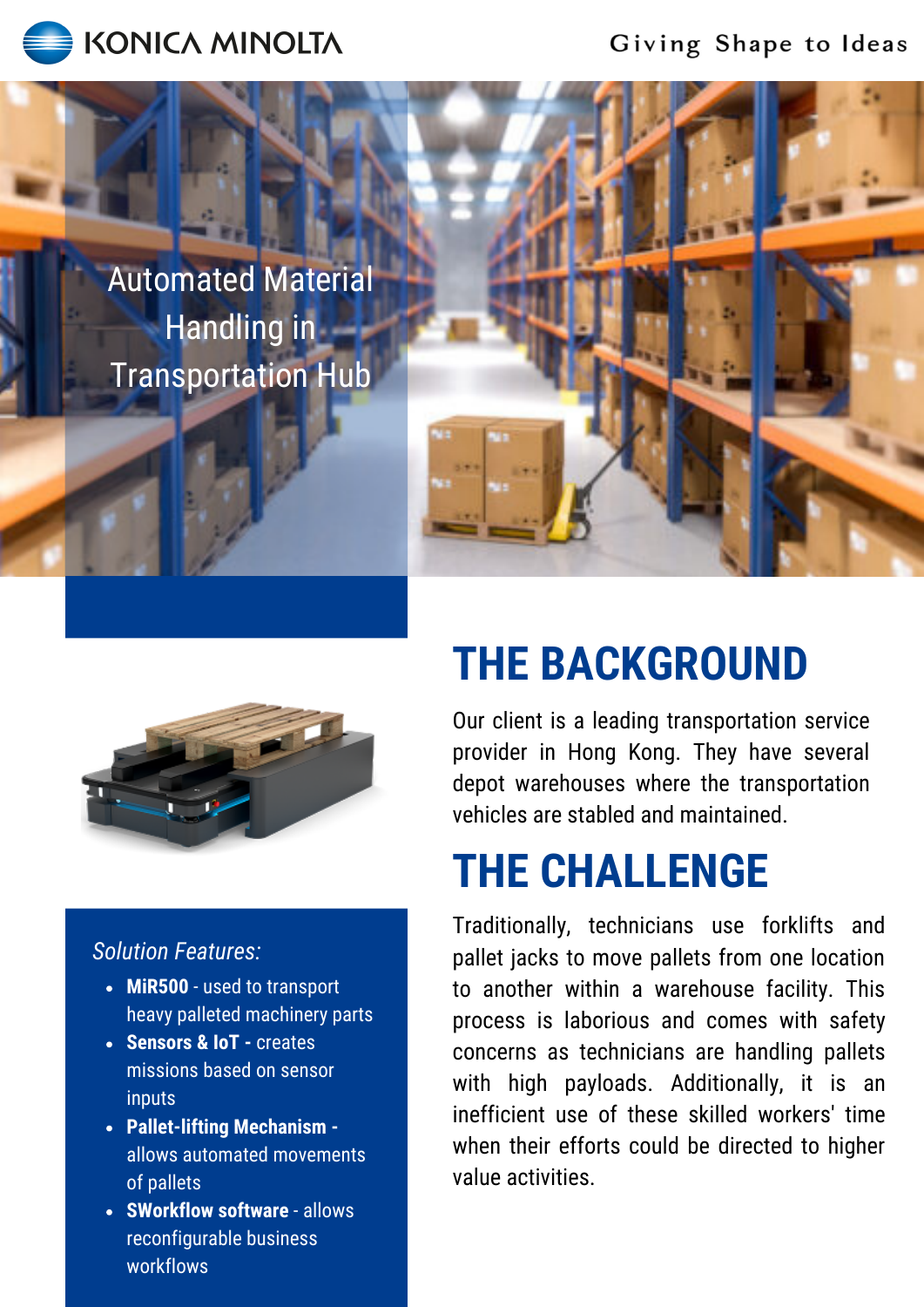Konica Minolta — Giving Shape to Ideas

# Automated Material Handling in Transportation Hub

*Solution Features:*

- **MiR500** - used to transport heavy palleted machinery parts
- **Sensors & IoT -** creates missions based on sensor inputs
- **Pallet-lifting Mechanism -** allows automated movements of pallets
- **SWorkflow software** - allows reconfigurable business workflows

## THE BACKGROUND

Our client is a leading transportation service provider in Hong Kong. They have several depot warehouses where the transportation vehicles are stabled and maintained.

## THE CHALLENGE

Traditionally, technicians use forklifts and pallet jacks to move pallets from one location to another within a warehouse facility. This process is laborious and comes with safety concerns as technicians are handling pallets with high payloads. Additionally, it is an inefficient use of these skilled workers' time when their efforts could be directed to higher value activities.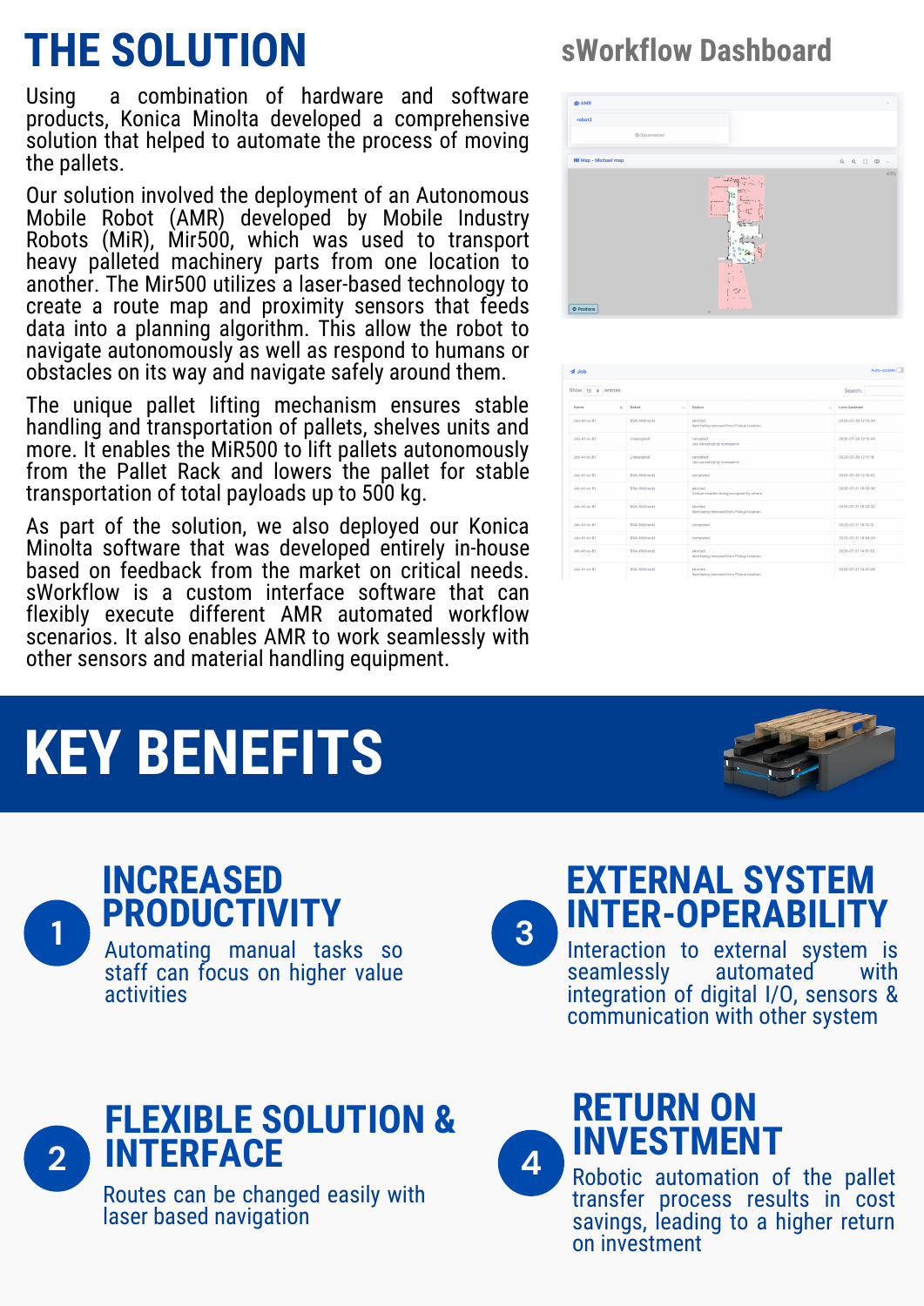# THE SOLUTION

Using a combination of hardware and software products, Konica Minolta developed a comprehensive solution that helped to automate the process of moving the pallets.

Our solution involved the deployment of an Autonomous Mobile Robot (AMR) developed by Mobile Industry Robots (MiR), Mir500, which was used to transport heavy palleted machinery parts from one location to another. The Mir500 utilizes a laser-based technology to create a route map and proximity sensors that feeds data into a planning algorithm. This allow the robot to navigate autonomously as well as respond to humans or obstacles on its way and navigate safely around them.

The unique pallet lifting mechanism ensures stable handling and transportation of pallets, shelves units and more. It enables the MiR500 to lift pallets autonomously from the Pallet Rack and lowers the pallet for stable transportation of total payloads up to 500 kg.

As part of the solution, we also deployed our Konica Minolta software that was developed entirely in-house based on feedback from the market on critical needs. sWorkflow is a custom interface software that can flexibly execute different AMR automated workflow scenarios. It also enables AMR to work seamlessly with other sensors and material handling equipment.

## sWorkflow Dashboard

# KEY BENEFITS

### 1 INCREASED PRODUCTIVITY

Automating manual tasks so staff can focus on higher value activities

### 2 FLEXIBLE SOLUTION & INTERFACE

Routes can be changed easily with laser based navigation

### 3 EXTERNAL SYSTEM INTER-OPERABILITY

Interaction to external system is seamlessly automated with integration of digital I/O, sensors & communication with other system

### 4 RETURN ON INVESTMENT

Robotic automation of the pallet transfer process results in cost savings, leading to a higher return on investment